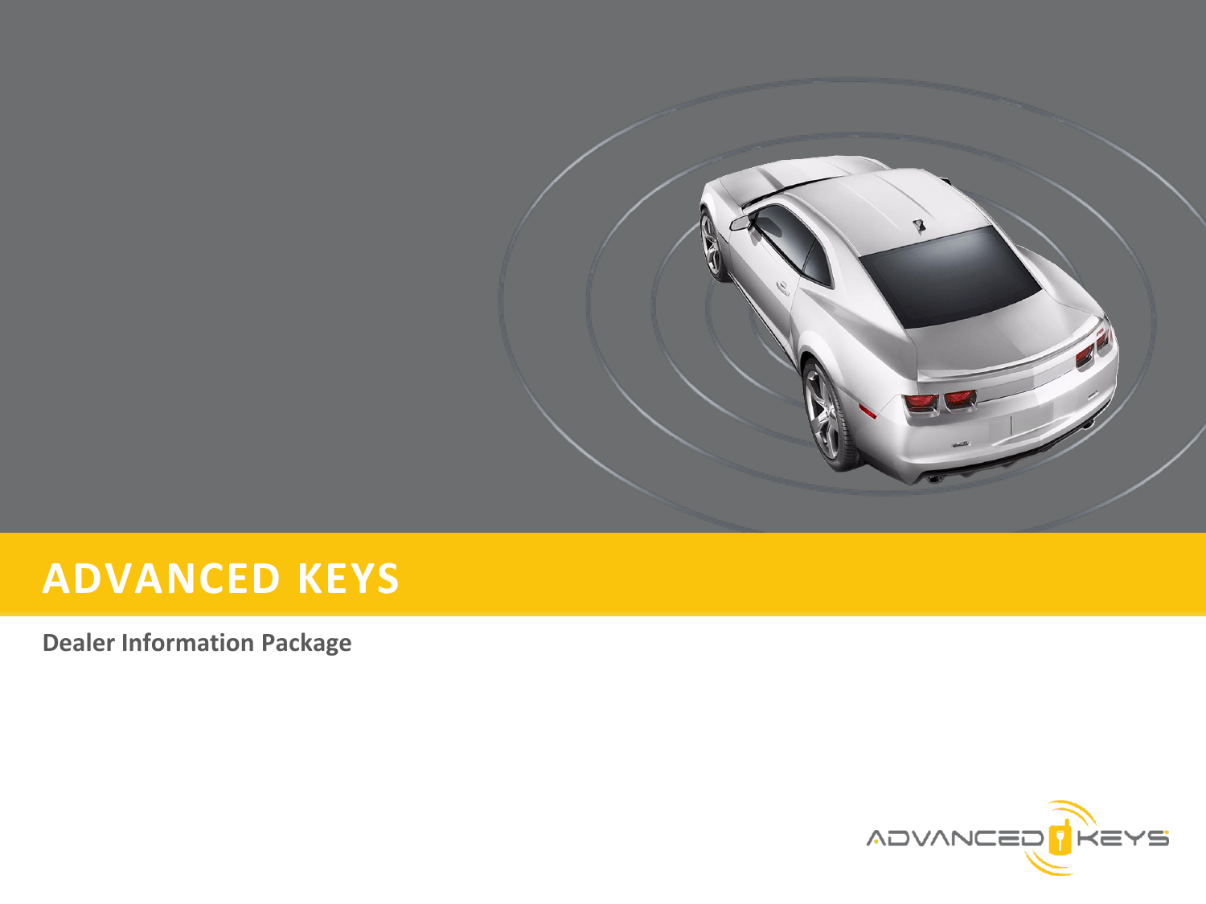# ADVANCED KEYS

**Dealer Information Package**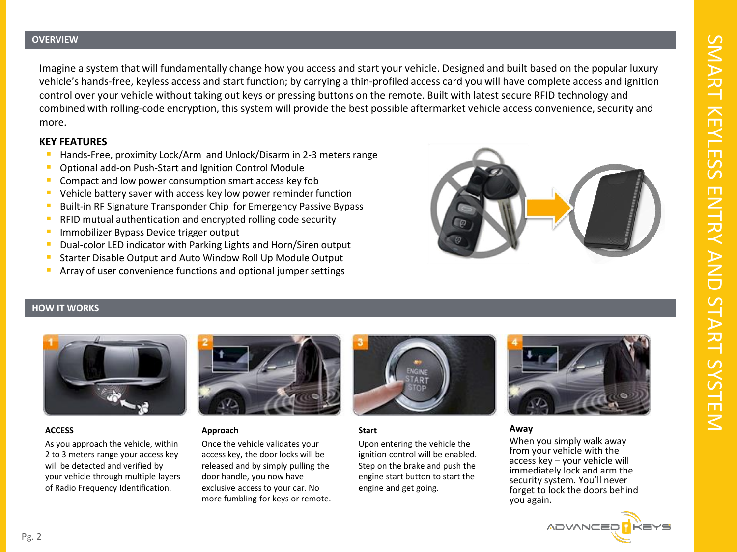## OVERVIEW

Imagine a system that will fundamentally change how you access and start your vehicle. Designed and built based on the popular luxury vehicle's hands-free, keyless access and start function; by carrying a thin-profiled access card you will have complete access and ignition control over your vehicle without taking out keys or pressing buttons on the remote. Built with latest secure RFID technology and combined with rolling-code encryption, this system will provide the best possible aftermarket vehicle access convenience, security and more.

### KEY FEATURES

- Hands-Free, proximity Lock/Arm and Unlock/Disarm in 2-3 meters range
- Optional add-on Push-Start and Ignition Control Module
- Compact and low power consumption smart access key fob
- Vehicle battery saver with access key low power reminder function
- Built-in RF Signature Transponder Chip for Emergency Passive Bypass
- RFID mutual authentication and encrypted rolling code security
- Immobilizer Bypass Device trigger output
- Dual-color LED indicator with Parking Lights and Horn/Siren output
- Starter Disable Output and Auto Window Roll Up Module Output
- Array of user convenience functions and optional jumper settings

## HOW IT WORKS

### ACCESS

As you approach the vehicle, within 2 to 3 meters range your access key will be detected and verified by your vehicle through multiple layers of Radio Frequency Identification.

### Approach

Once the vehicle validates your access key, the door locks will be released and by simply pulling the door handle, you now have exclusive access to your car. No more fumbling for keys or remote.

### Start

Upon entering the vehicle the ignition control will be enabled. Step on the brake and push the engine start button to start the engine and get going.

### Away

When you simply walk away from your vehicle with the access key – your vehicle will immediately lock and arm the security system. You'll never forget to lock the doors behind you again.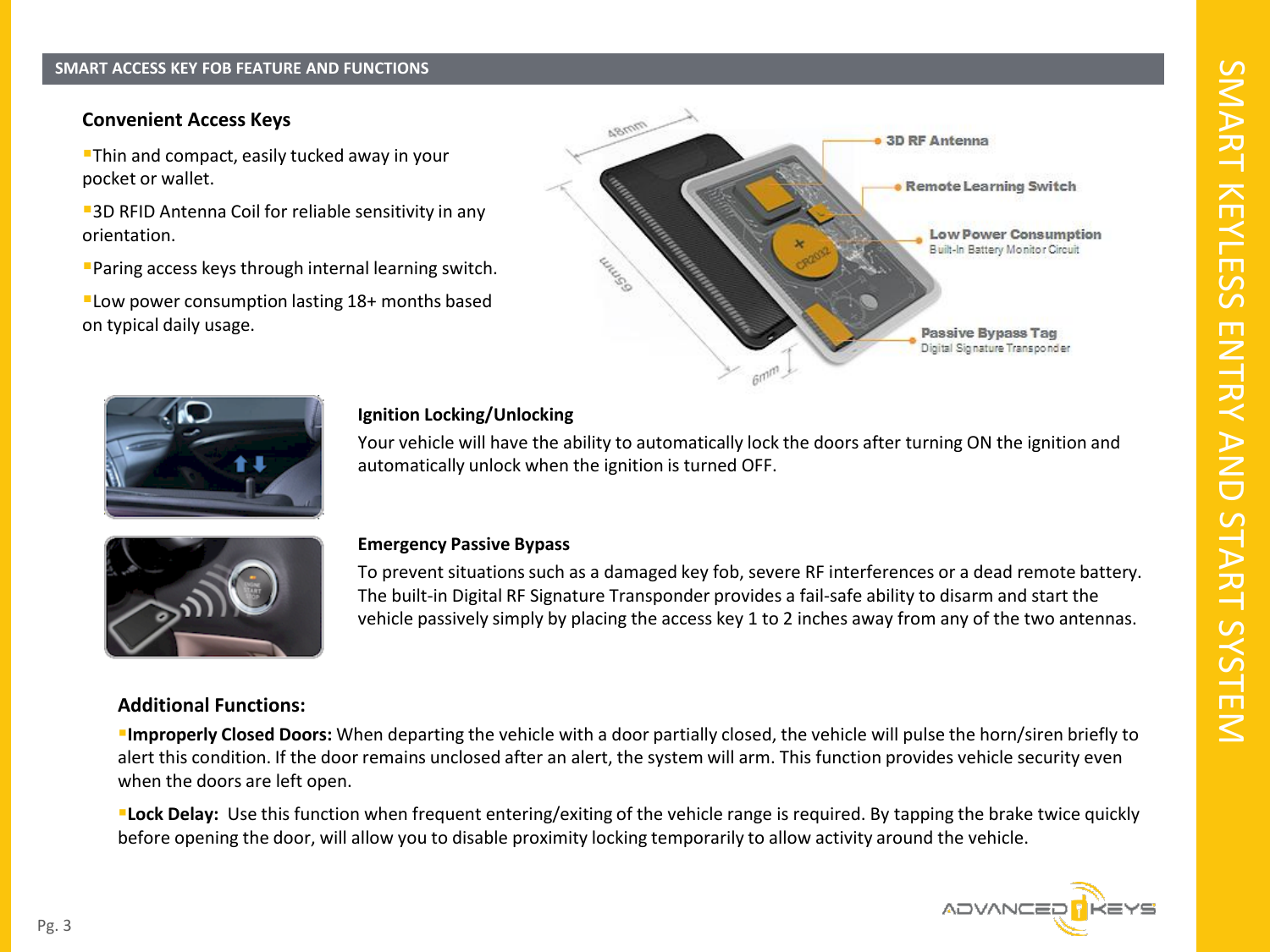## SMART ACCESS KEY FOB FEATURE AND FUNCTIONS

### Convenient Access Keys

- Thin and compact, easily tucked away in your pocket or wallet.
- 3D RFID Antenna Coil for reliable sensitivity in any orientation.
- Paring access keys through internal learning switch.
- Low power consumption lasting 18+ months based on typical daily usage.

48mm

65mm

6mm

3D RF Antenna

Remote Learning Switch

Low Power Consumption
Built-In Battery Monitor Circuit

Passive Bypass Tag
Digital Signature Transponder

### Ignition Locking/Unlocking

Your vehicle will have the ability to automatically lock the doors after turning ON the ignition and automatically unlock when the ignition is turned OFF.

### Emergency Passive Bypass

To prevent situations such as a damaged key fob, severe RF interferences or a dead remote battery. The built-in Digital RF Signature Transponder provides a fail-safe ability to disarm and start the vehicle passively simply by placing the access key 1 to 2 inches away from any of the two antennas.

### Additional Functions:

- **Improperly Closed Doors:** When departing the vehicle with a door partially closed, the vehicle will pulse the horn/siren briefly to alert this condition. If the door remains unclosed after an alert, the system will arm. This function provides vehicle security even when the doors are left open.
- **Lock Delay:** Use this function when frequent entering/exiting of the vehicle range is required. By tapping the brake twice quickly before opening the door, will allow you to disable proximity locking temporarily to allow activity around the vehicle.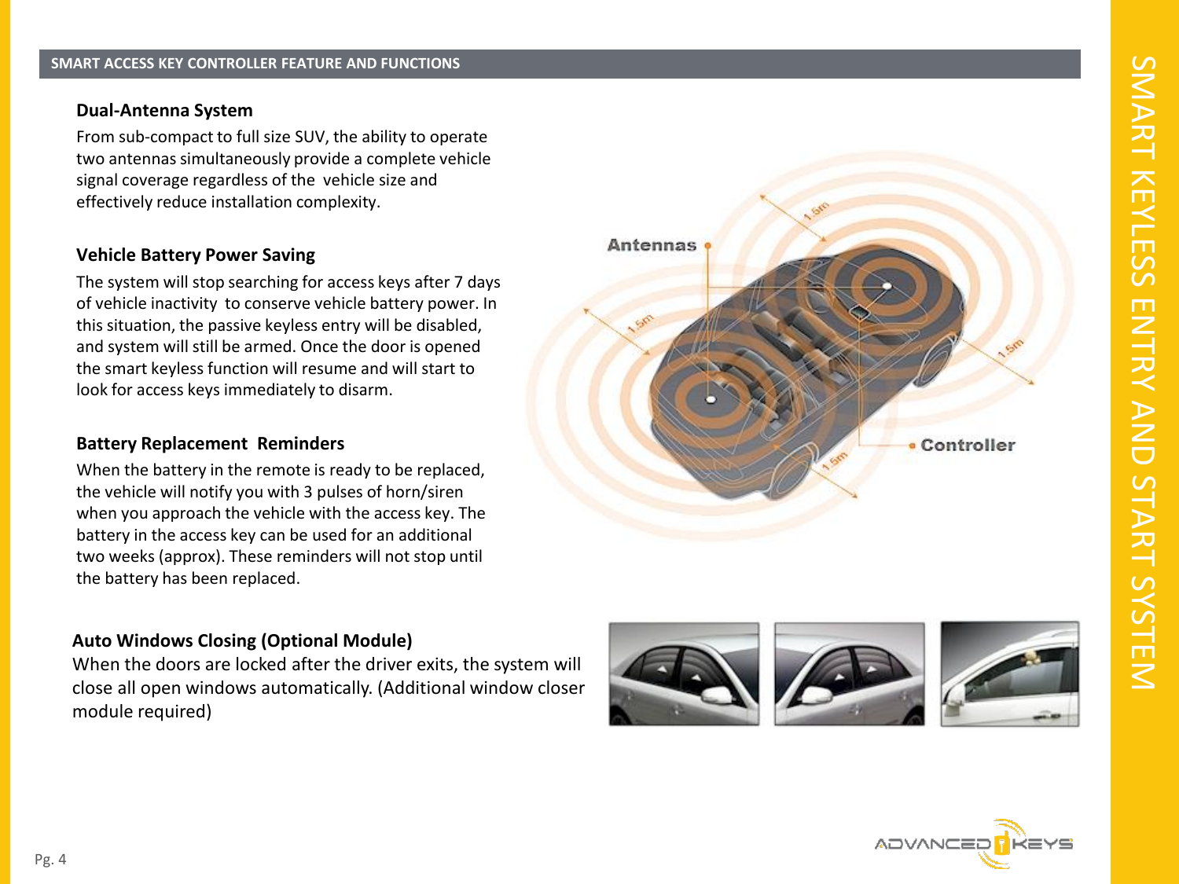## SMART ACCESS KEY CONTROLLER FEATURE AND FUNCTIONS

### Dual-Antenna System

From sub-compact to full size SUV, the ability to operate two antennas simultaneously provide a complete vehicle signal coverage regardless of the vehicle size and effectively reduce installation complexity.

### Vehicle Battery Power Saving

The system will stop searching for access keys after 7 days of vehicle inactivity to conserve vehicle battery power. In this situation, the passive keyless entry will be disabled, and system will still be armed. Once the door is opened the smart keyless function will resume and will start to look for access keys immediately to disarm.

### Battery Replacement Reminders

When the battery in the remote is ready to be replaced, the vehicle will notify you with 3 pulses of horn/siren when you approach the vehicle with the access key. The battery in the access key can be used for an additional two weeks (approx). These reminders will not stop until the battery has been replaced.

### Auto Windows Closing (Optional Module)

When the doors are locked after the driver exits, the system will close all open windows automatically. (Additional window closer module required)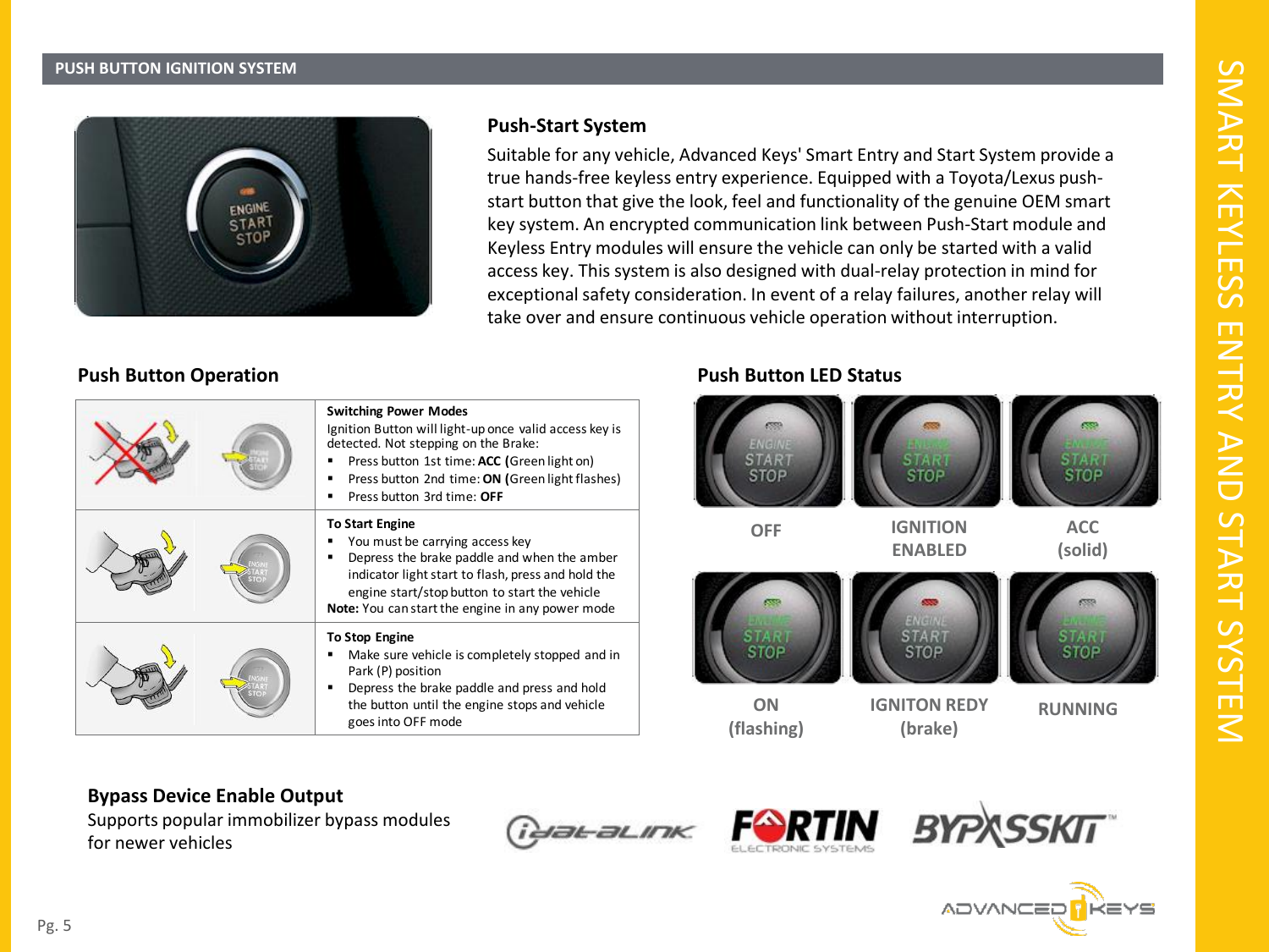## PUSH BUTTON IGNITION SYSTEM

### Push-Start System

Suitable for any vehicle, Advanced Keys' Smart Entry and Start System provide a true hands-free keyless entry experience. Equipped with a Toyota/Lexus push-start button that give the look, feel and functionality of the genuine OEM smart key system. An encrypted communication link between Push-Start module and Keyless Entry modules will ensure the vehicle can only be started with a valid access key. This system is also designed with dual-relay protection in mind for exceptional safety consideration. In event of a relay failures, another relay will take over and ensure continuous vehicle operation without interruption.

### Push Button Operation

| | |
|---|---|
| | **Switching Power Modes**<br>Ignition Button will light-up once valid access key is detected. Not stepping on the Brake:<br>▪ Press button 1st time: **ACC** (Green light on)<br>▪ Press button 2nd time: **ON** (Green light flashes)<br>▪ Press button 3rd time: **OFF** |
| | **To Start Engine**<br>▪ You must be carrying access key<br>▪ Depress the brake paddle and when the amber indicator light start to flash, press and hold the engine start/stop button to start the vehicle<br>**Note:** You can start the engine in any power mode |
| | **To Stop Engine**<br>▪ Make sure vehicle is completely stopped and in Park (P) position<br>▪ Depress the brake paddle and press and hold the button until the engine stops and vehicle goes into OFF mode |

### Push Button LED Status

| | | |
|---|---|---|
| OFF | IGNITION ENABLED | ACC (solid) |
| ON (flashing) | IGNITON REDY (brake) | RUNNING |

### Bypass Device Enable Output

Supports popular immobilizer bypass modules for newer vehicles

iDatalink | FORTIN ELECTRONIC SYSTEMS | BYPASSKIT™

SMART KEYLESS ENTRY AND START SYSTEM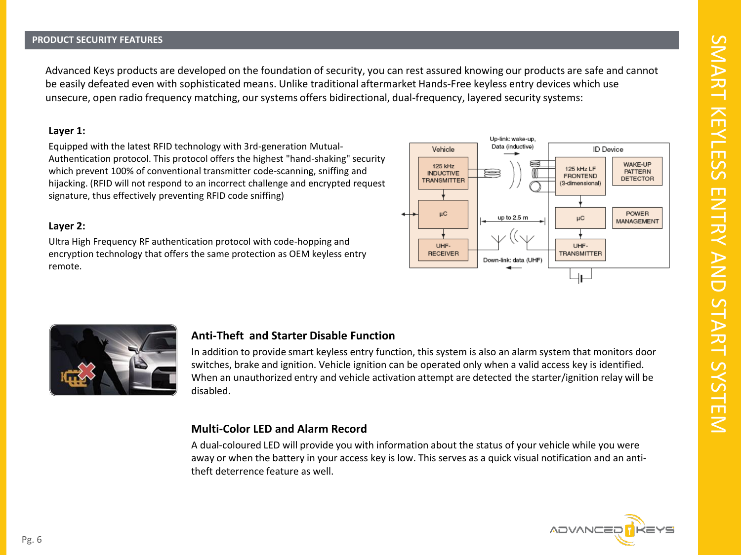## PRODUCT SECURITY FEATURES

Advanced Keys products are developed on the foundation of security, you can rest assured knowing our products are safe and cannot be easily defeated even with sophisticated means. Unlike traditional aftermarket Hands-Free keyless entry devices which use unsecure, open radio frequency matching, our systems offers bidirectional, dual-frequency, layered security systems:

**Layer 1:**

Equipped with the latest RFID technology with 3rd-generation Mutual-Authentication protocol. This protocol offers the highest "hand-shaking" security which prevent 100% of conventional transmitter code-scanning, sniffing and hijacking. (RFID will not respond to an incorrect challenge and encrypted request signature, thus effectively preventing RFID code sniffing)

**Layer 2:**

Ultra High Frequency RF authentication protocol with code-hopping and encryption technology that offers the same protection as OEM keyless entry remote.

### Anti-Theft and Starter Disable Function

In addition to provide smart keyless entry function, this system is also an alarm system that monitors door switches, brake and ignition. Vehicle ignition can be operated only when a valid access key is identified. When an unauthorized entry and vehicle activation attempt are detected the starter/ignition relay will be disabled.

### Multi-Color LED and Alarm Record

A dual-coloured LED will provide you with information about the status of your vehicle while you were away or when the battery in your access key is low. This serves as a quick visual notification and an anti-theft deterrence feature as well.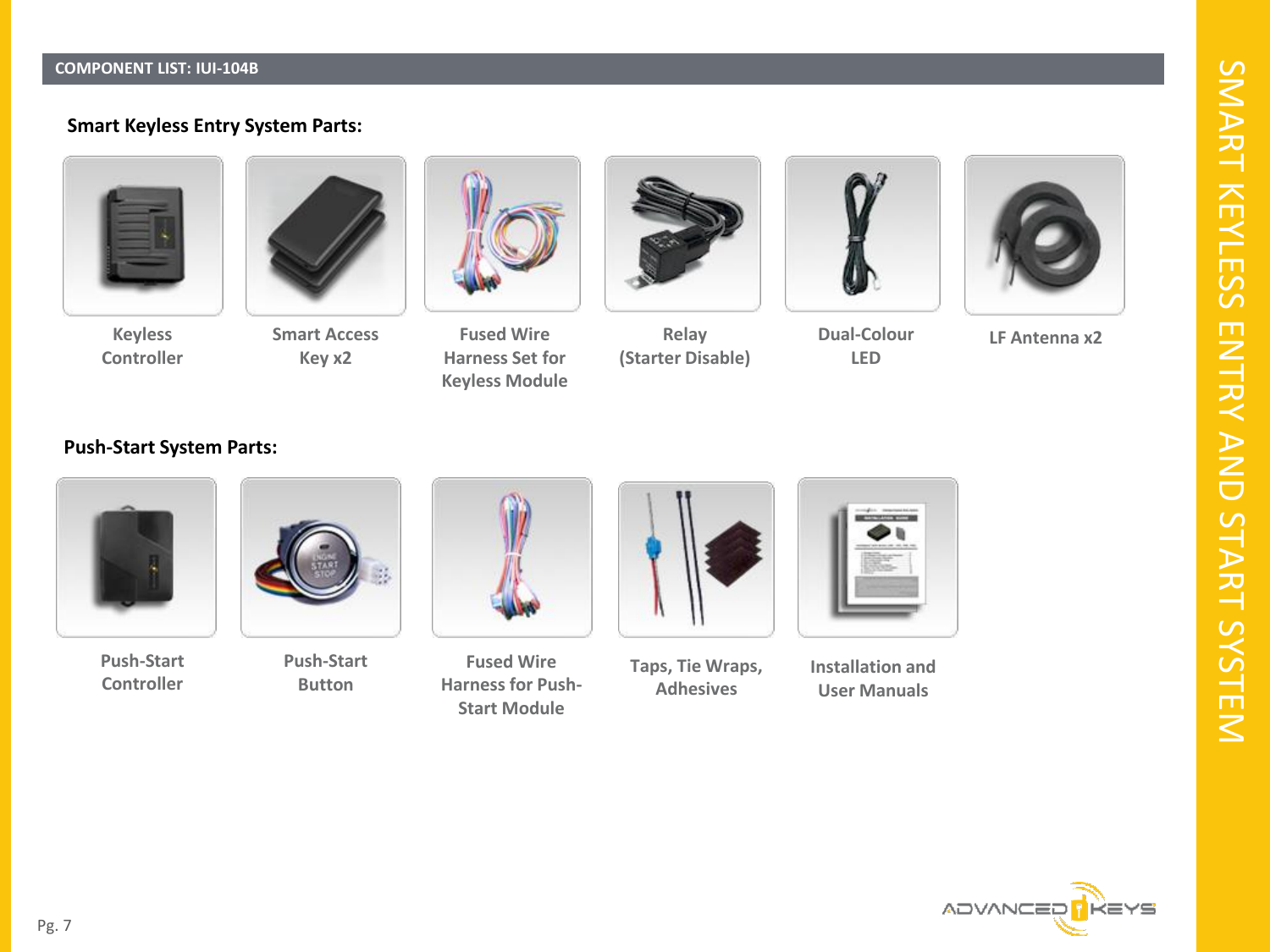## COMPONENT LIST: IUI-104B

### Smart Keyless Entry System Parts:

- Keyless Controller
- Smart Access Key x2
- Fused Wire Harness Set for Keyless Module
- Relay (Starter Disable)
- Dual-Colour LED
- LF Antenna x2

### Push-Start System Parts:

- Push-Start Controller
- Push-Start Button
- Fused Wire Harness for Push-Start Module
- Taps, Tie Wraps, Adhesives
- Installation and User Manuals

SMART KEYLESS ENTRY AND START SYSTEM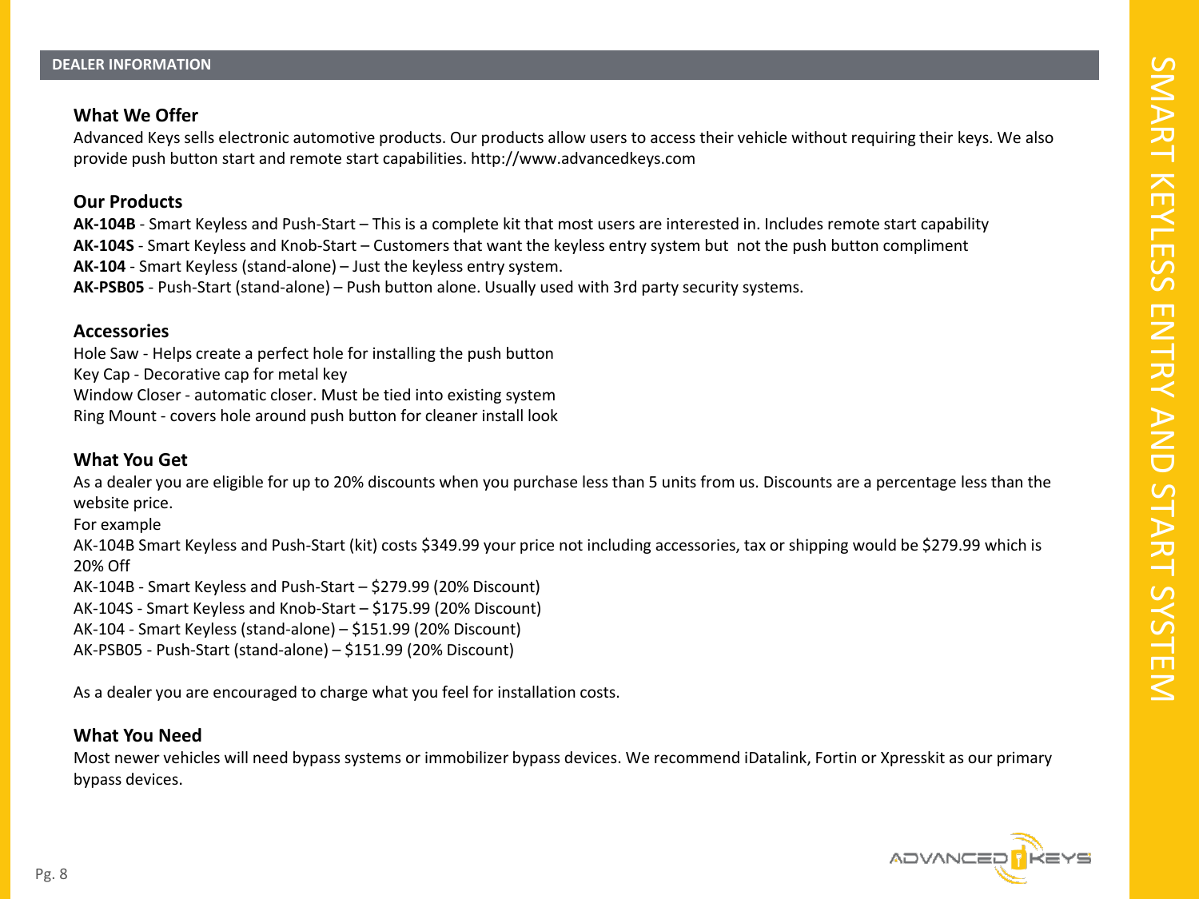## DEALER INFORMATION

### What We Offer

Advanced Keys sells electronic automotive products. Our products allow users to access their vehicle without requiring their keys. We also provide push button start and remote start capabilities. http://www.advancedkeys.com

### Our Products

**AK-104B** - Smart Keyless and Push-Start – This is a complete kit that most users are interested in. Includes remote start capability
**AK-104S** - Smart Keyless and Knob-Start – Customers that want the keyless entry system but not the push button compliment
**AK-104** - Smart Keyless (stand-alone) – Just the keyless entry system.
**AK-PSB05** - Push-Start (stand-alone) – Push button alone. Usually used with 3rd party security systems.

### Accessories

Hole Saw - Helps create a perfect hole for installing the push button
Key Cap - Decorative cap for metal key
Window Closer - automatic closer. Must be tied into existing system
Ring Mount - covers hole around push button for cleaner install look

### What You Get

As a dealer you are eligible for up to 20% discounts when you purchase less than 5 units from us. Discounts are a percentage less than the website price.
For example
AK-104B Smart Keyless and Push-Start (kit) costs $349.99 your price not including accessories, tax or shipping would be $279.99 which is 20% Off
AK-104B - Smart Keyless and Push-Start – $279.99 (20% Discount)
AK-104S - Smart Keyless and Knob-Start – $175.99 (20% Discount)
AK-104 - Smart Keyless (stand-alone) – $151.99 (20% Discount)
AK-PSB05 - Push-Start (stand-alone) – $151.99 (20% Discount)

As a dealer you are encouraged to charge what you feel for installation costs.

### What You Need

Most newer vehicles will need bypass systems or immobilizer bypass devices. We recommend iDatalink, Fortin or Xpresskit as our primary bypass devices.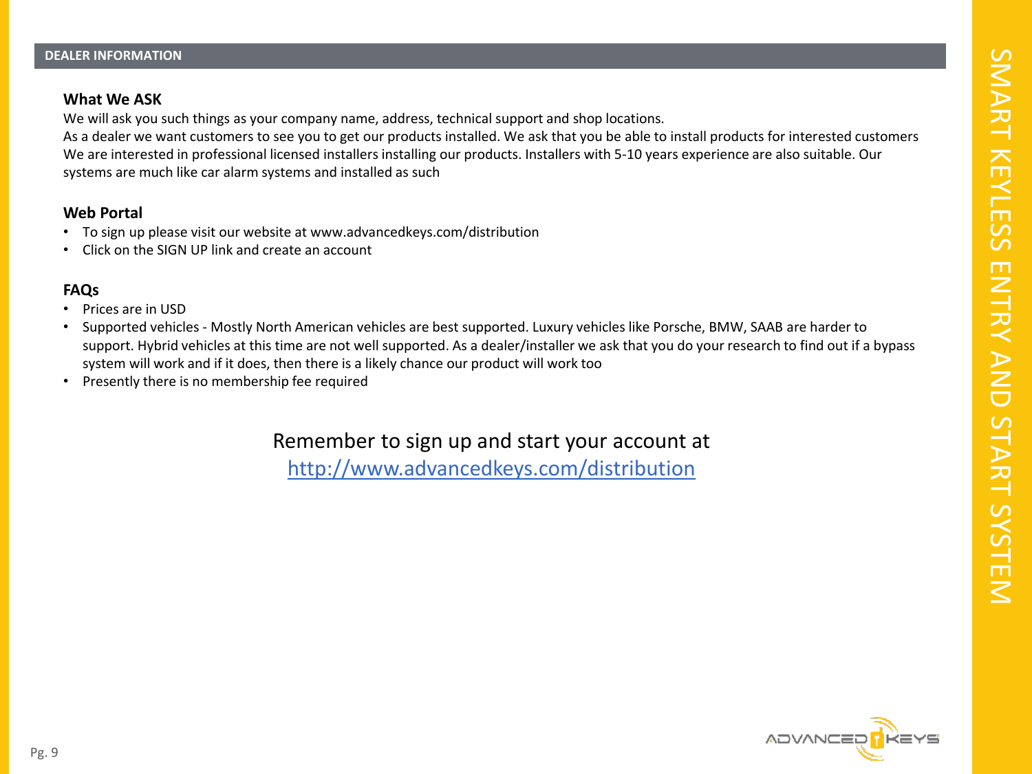## DEALER INFORMATION

### What We ASK

We will ask you such things as your company name, address, technical support and shop locations.
As a dealer we want customers to see you to get our products installed. We ask that you be able to install products for interested customers
We are interested in professional licensed installers installing our products. Installers with 5-10 years experience are also suitable. Our systems are much like car alarm systems and installed as such

### Web Portal

- To sign up please visit our website at www.advancedkeys.com/distribution
- Click on the SIGN UP link and create an account

### FAQs

- Prices are in USD
- Supported vehicles - Mostly North American vehicles are best supported. Luxury vehicles like Porsche, BMW, SAAB are harder to support. Hybrid vehicles at this time are not well supported. As a dealer/installer we ask that you do your research to find out if a bypass system will work and if it does, then there is a likely chance our product will work too
- Presently there is no membership fee required

Remember to sign up and start your account at
http://www.advancedkeys.com/distribution